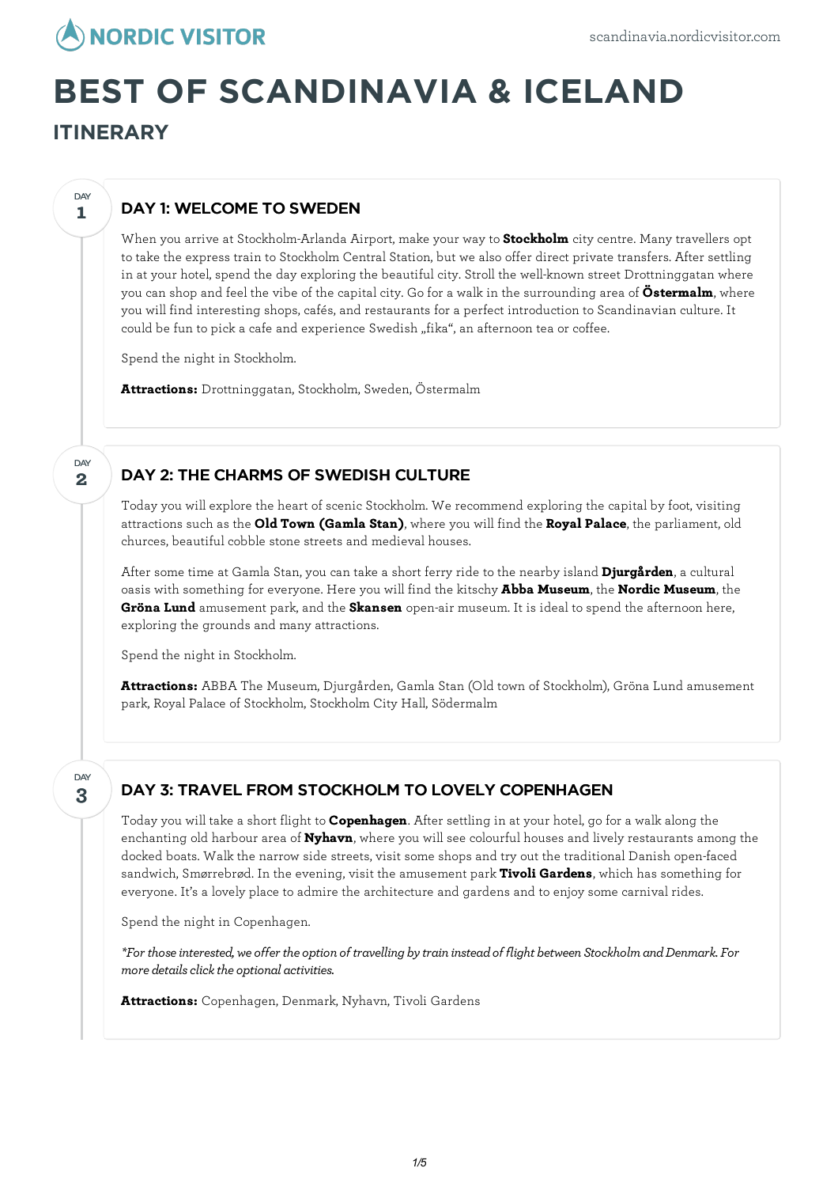NORDIC VISITOR

scandinavia.nordicvisitor.com

# BEST OF SCANDINAVIA & ICELAND

## ITINERARY

DAY 1

### DAY 1: WELCOME TO SWEDEN

When you arrive at Stockholm-Arlanda Airport, make your way to **Stockholm** city centre. Many travellers opt to take the express train to Stockholm Central Station, but we also offer direct private transfers. After settling in at your hotel, spend the day exploring the beautiful city. Stroll the well-known street Drottninggatan where you can shop and feel the vibe of the capital city. Go for a walk in the surrounding area of **Östermalm**, where you will find interesting shops, cafés, and restaurants for a perfect introduction to Scandinavian culture. It could be fun to pick a cafe and experience Swedish „fika“, an afternoon tea or coffee.

Spend the night in Stockholm.

**Attractions:** Drottninggatan, Stockholm, Sweden, Östermalm

DAY 2

### DAY 2: THE CHARMS OF SWEDISH CULTURE

Today you will explore the heart of scenic Stockholm. We recommend exploring the capital by foot, visiting attractions such as the **Old Town (Gamla Stan)**, where you will find the **Royal Palace**, the parliament, old churces, beautiful cobble stone streets and medieval houses.

After some time at Gamla Stan, you can take a short ferry ride to the nearby island **Djurgården**, a cultural oasis with something for everyone. Here you will find the kitschy **Abba Museum**, the **Nordic Museum**, the **Gröna Lund** amusement park, and the **Skansen** open-air museum. It is ideal to spend the afternoon here, exploring the grounds and many attractions.

Spend the night in Stockholm.

**Attractions:** ABBA The Museum, Djurgården, Gamla Stan (Old town of Stockholm), Gröna Lund amusement park, Royal Palace of Stockholm, Stockholm City Hall, Södermalm

DAY 3

### DAY 3: TRAVEL FROM STOCKHOLM TO LOVELY COPENHAGEN

Today you will take a short flight to **Copenhagen**. After settling in at your hotel, go for a walk along the enchanting old harbour area of **Nyhavn**, where you will see colourful houses and lively restaurants among the docked boats. Walk the narrow side streets, visit some shops and try out the traditional Danish open-faced sandwich, Smørrebrød. In the evening, visit the amusement park **Tivoli Gardens**, which has something for everyone. It's a lovely place to admire the architecture and gardens and to enjoy some carnival rides.

Spend the night in Copenhagen.

*\*For those interested, we offer the option of travelling by train instead of flight between Stockholm and Denmark. For more details click the optional activities.*

**Attractions:** Copenhagen, Denmark, Nyhavn, Tivoli Gardens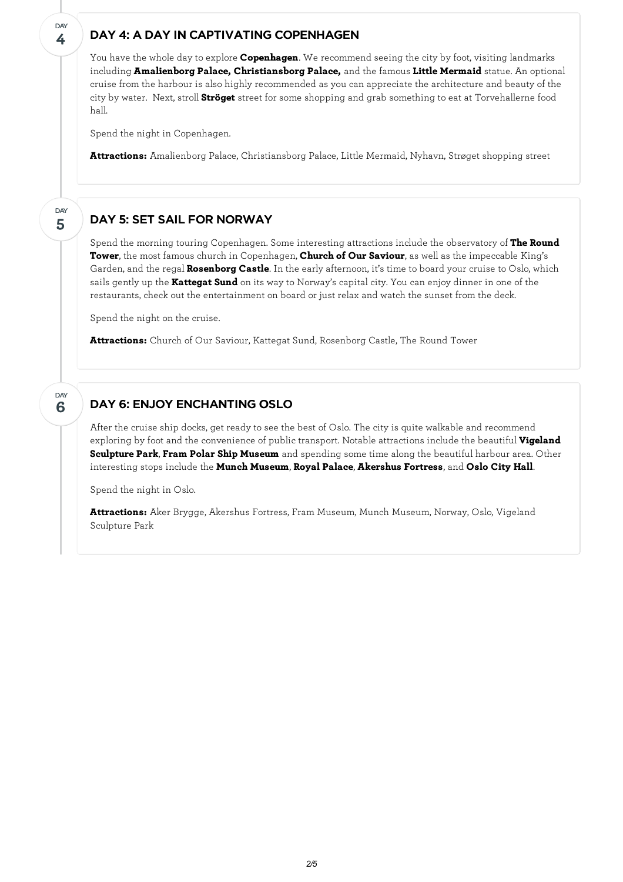## DAY 4: A DAY IN CAPTIVATING COPENHAGEN

You have the whole day to explore **Copenhagen**. We recommend seeing the city by foot, visiting landmarks including **Amalienborg Palace, Christiansborg Palace,** and the famous **Little Mermaid** statue. An optional cruise from the harbour is also highly recommended as you can appreciate the architecture and beauty of the city by water. Next, stroll **Ströget** street for some shopping and grab something to eat at Torvehallerne food hall.

Spend the night in Copenhagen.

**Attractions:** Amalienborg Palace, Christiansborg Palace, Little Mermaid, Nyhavn, Strøget shopping street

## DAY 5: SET SAIL FOR NORWAY

Spend the morning touring Copenhagen. Some interesting attractions include the observatory of **The Round Tower**, the most famous church in Copenhagen, **Church of Our Saviour**, as well as the impeccable King's Garden, and the regal **Rosenborg Castle**. In the early afternoon, it's time to board your cruise to Oslo, which sails gently up the **Kattegat Sund** on its way to Norway's capital city. You can enjoy dinner in one of the restaurants, check out the entertainment on board or just relax and watch the sunset from the deck.

Spend the night on the cruise.

**Attractions:** Church of Our Saviour, Kattegat Sund, Rosenborg Castle, The Round Tower

## DAY 6: ENJOY ENCHANTING OSLO

After the cruise ship docks, get ready to see the best of Oslo. The city is quite walkable and recommend exploring by foot and the convenience of public transport. Notable attractions include the beautiful **Vigeland Sculpture Park**, **Fram Polar Ship Museum** and spending some time along the beautiful harbour area. Other interesting stops include the **Munch Museum**, **Royal Palace**, **Akershus Fortress**, and **Oslo City Hall**.

Spend the night in Oslo.

**Attractions:** Aker Brygge, Akershus Fortress, Fram Museum, Munch Museum, Norway, Oslo, Vigeland Sculpture Park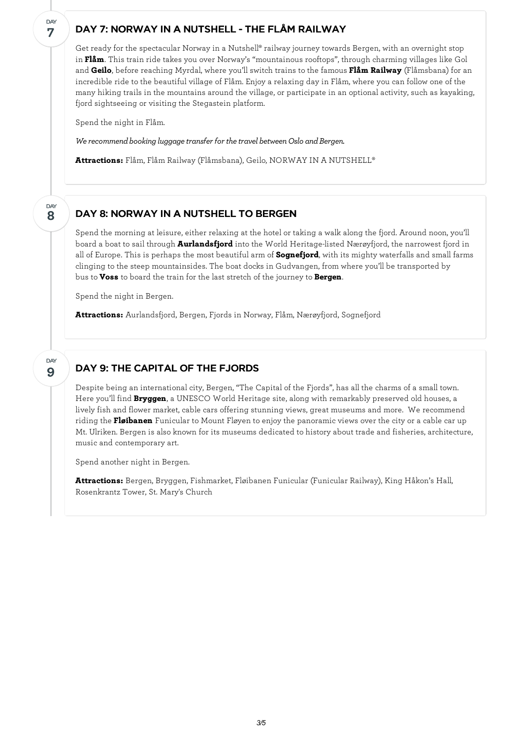## DAY 7: NORWAY IN A NUTSHELL - THE FLÅM RAILWAY

Get ready for the spectacular Norway in a Nutshell® railway journey towards Bergen, with an overnight stop in **Flåm**. This train ride takes you over Norway's "mountainous rooftops", through charming villages like Gol and **Geilo**, before reaching Myrdal, where you'll switch trains to the famous **Flåm Railway** (Flåmsbana) for an incredible ride to the beautiful village of Flåm. Enjoy a relaxing day in Flåm, where you can follow one of the many hiking trails in the mountains around the village, or participate in an optional activity, such as kayaking, fjord sightseeing or visiting the Stegastein platform.

Spend the night in Flåm.

*We recommend booking luggage transfer for the travel between Oslo and Bergen.*

**Attractions:** Flåm, Flåm Railway (Flåmsbana), Geilo, NORWAY IN A NUTSHELL®

## DAY 8: NORWAY IN A NUTSHELL TO BERGEN

Spend the morning at leisure, either relaxing at the hotel or taking a walk along the fjord. Around noon, you'll board a boat to sail through **Aurlandsfjord** into the World Heritage-listed Nærøyfjord, the narrowest fjord in all of Europe. This is perhaps the most beautiful arm of **Sognefjord**, with its mighty waterfalls and small farms clinging to the steep mountainsides. The boat docks in Gudvangen, from where you'll be transported by bus to **Voss** to board the train for the last stretch of the journey to **Bergen**.

Spend the night in Bergen.

**Attractions:** Aurlandsfjord, Bergen, Fjords in Norway, Flåm, Nærøyfjord, Sognefjord

## DAY 9: THE CAPITAL OF THE FJORDS

Despite being an international city, Bergen, "The Capital of the Fjords", has all the charms of a small town. Here you'll find **Bryggen**, a UNESCO World Heritage site, along with remarkably preserved old houses, a lively fish and flower market, cable cars offering stunning views, great museums and more. We recommend riding the **Fløibanen** Funicular to Mount Fløyen to enjoy the panoramic views over the city or a cable car up Mt. Ulriken. Bergen is also known for its museums dedicated to history about trade and fisheries, architecture, music and contemporary art.

Spend another night in Bergen.

**Attractions:** Bergen, Bryggen, Fishmarket, Fløibanen Funicular (Funicular Railway), King Håkon's Hall, Rosenkrantz Tower, St. Mary's Church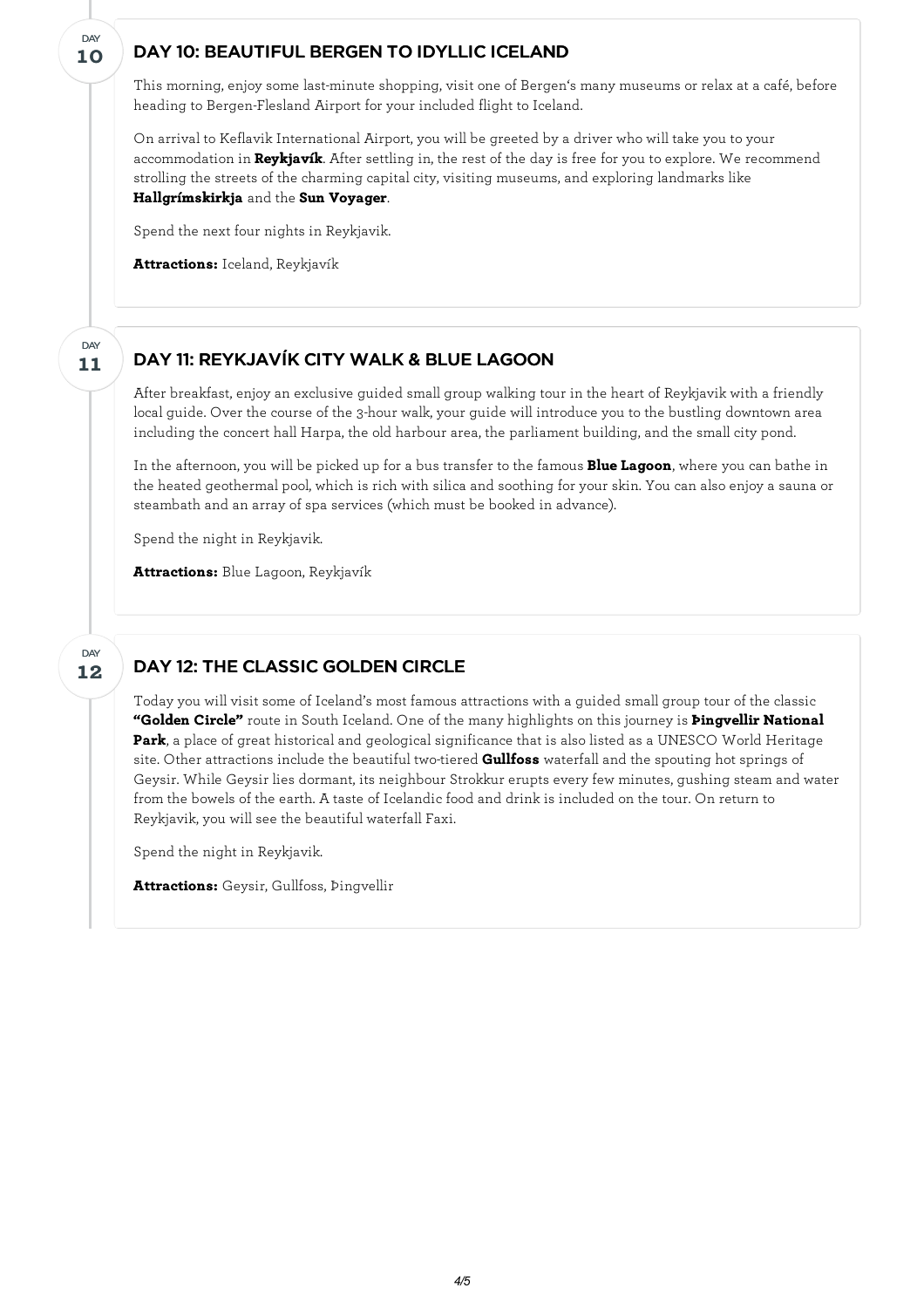DAY
10

## DAY 10: BEAUTIFUL BERGEN TO IDYLLIC ICELAND

This morning, enjoy some last-minute shopping, visit one of Bergen's many museums or relax at a café, before heading to Bergen-Flesland Airport for your included flight to Iceland.

On arrival to Keflavik International Airport, you will be greeted by a driver who will take you to your accommodation in **Reykjavík**. After settling in, the rest of the day is free for you to explore. We recommend strolling the streets of the charming capital city, visiting museums, and exploring landmarks like **Hallgrímskirkja** and the **Sun Voyager**.

Spend the next four nights in Reykjavik.

**Attractions:** Iceland, Reykjavík

DAY
11

## DAY 11: REYKJAVÍK CITY WALK & BLUE LAGOON

After breakfast, enjoy an exclusive guided small group walking tour in the heart of Reykjavik with a friendly local guide. Over the course of the 3-hour walk, your guide will introduce you to the bustling downtown area including the concert hall Harpa, the old harbour area, the parliament building, and the small city pond.

In the afternoon, you will be picked up for a bus transfer to the famous **Blue Lagoon**, where you can bathe in the heated geothermal pool, which is rich with silica and soothing for your skin. You can also enjoy a sauna or steambath and an array of spa services (which must be booked in advance).

Spend the night in Reykjavik.

**Attractions:** Blue Lagoon, Reykjavík

DAY
12

## DAY 12: THE CLASSIC GOLDEN CIRCLE

Today you will visit some of Iceland's most famous attractions with a guided small group tour of the classic **"Golden Circle"** route in South Iceland. One of the many highlights on this journey is **Þingvellir National Park**, a place of great historical and geological significance that is also listed as a UNESCO World Heritage site. Other attractions include the beautiful two-tiered **Gullfoss** waterfall and the spouting hot springs of Geysir. While Geysir lies dormant, its neighbour Strokkur erupts every few minutes, gushing steam and water from the bowels of the earth. A taste of Icelandic food and drink is included on the tour. On return to Reykjavik, you will see the beautiful waterfall Faxi.

Spend the night in Reykjavik.

**Attractions:** Geysir, Gullfoss, Þingvellir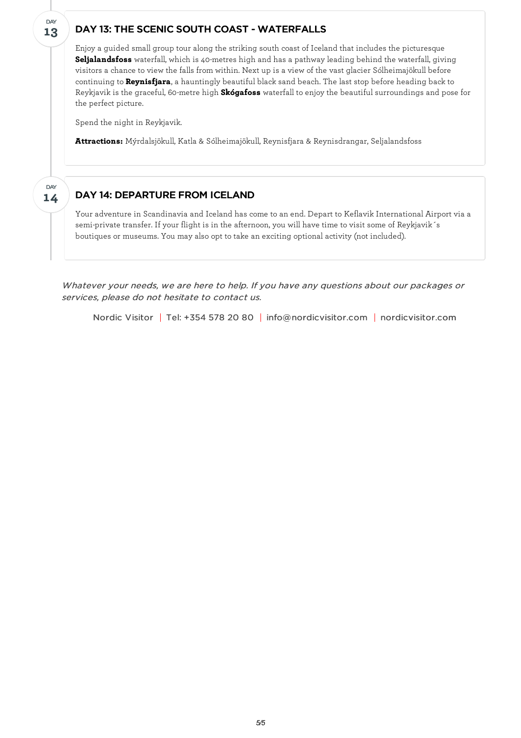DAY 13

## DAY 13: THE SCENIC SOUTH COAST - WATERFALLS

Enjoy a guided small group tour along the striking south coast of Iceland that includes the picturesque **Seljalandsfoss** waterfall, which is 40-metres high and has a pathway leading behind the waterfall, giving visitors a chance to view the falls from within. Next up is a view of the vast glacier Sólheimajökull before continuing to **Reynisfjara**, a hauntingly beautiful black sand beach. The last stop before heading back to Reykjavik is the graceful, 60-metre high **Skógafoss** waterfall to enjoy the beautiful surroundings and pose for the perfect picture.

Spend the night in Reykjavik.

**Attractions:** Mýrdalsjökull, Katla & Sólheimajökull, Reynisfjara & Reynisdrangar, Seljalandsfoss

DAY 14

## DAY 14: DEPARTURE FROM ICELAND

Your adventure in Scandinavia and Iceland has come to an end. Depart to Keflavik International Airport via a semi-private transfer. If your flight is in the afternoon, you will have time to visit some of Reykjavik´s boutiques or museums. You may also opt to take an exciting optional activity (not included).

*Whatever your needs, we are here to help. If you have any questions about our packages or services, please do not hesitate to contact us.*

Nordic Visitor | Tel: +354 578 20 80 | info@nordicvisitor.com | nordicvisitor.com